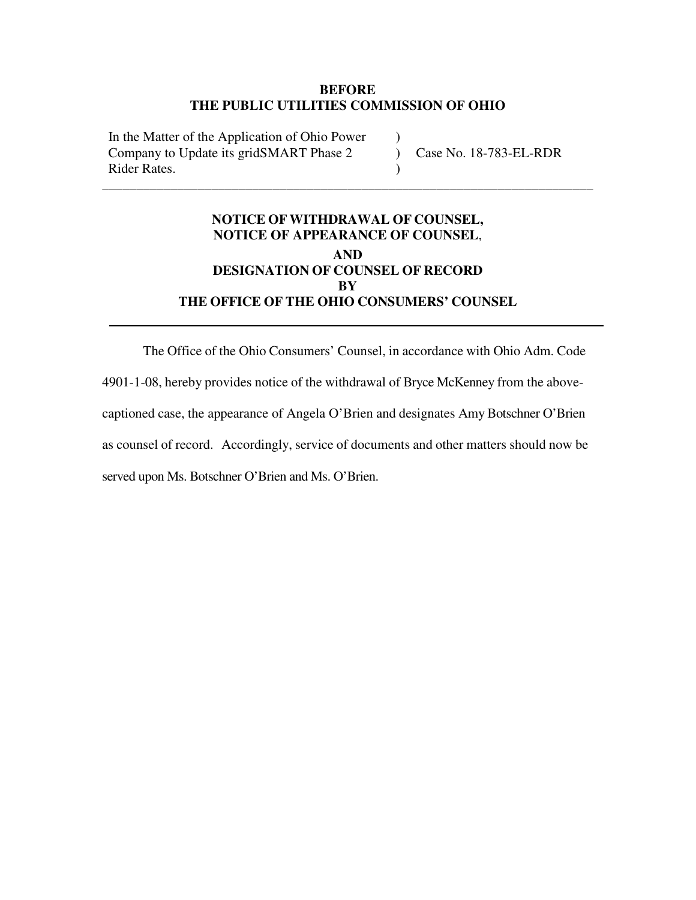**BEFORE**
**THE PUBLIC UTILITIES COMMISSION OF OHIO**

| | | |
|---|---|---|
| In the Matter of the Application of Ohio Power Company to Update its gridSMART Phase 2 Rider Rates. | ) ) ) | Case No. 18-783-EL-RDR |

---

**NOTICE OF WITHDRAWAL OF COUNSEL,**
**NOTICE OF APPEARANCE OF COUNSEL,**
**AND**
**DESIGNATION OF COUNSEL OF RECORD**
**BY**
**THE OFFICE OF THE OHIO CONSUMERS' COUNSEL**

---

The Office of the Ohio Consumers' Counsel, in accordance with Ohio Adm. Code 4901-1-08, hereby provides notice of the withdrawal of Bryce McKenney from the above-captioned case, the appearance of Angela O'Brien and designates Amy Botschner O'Brien as counsel of record. Accordingly, service of documents and other matters should now be served upon Ms. Botschner O'Brien and Ms. O'Brien.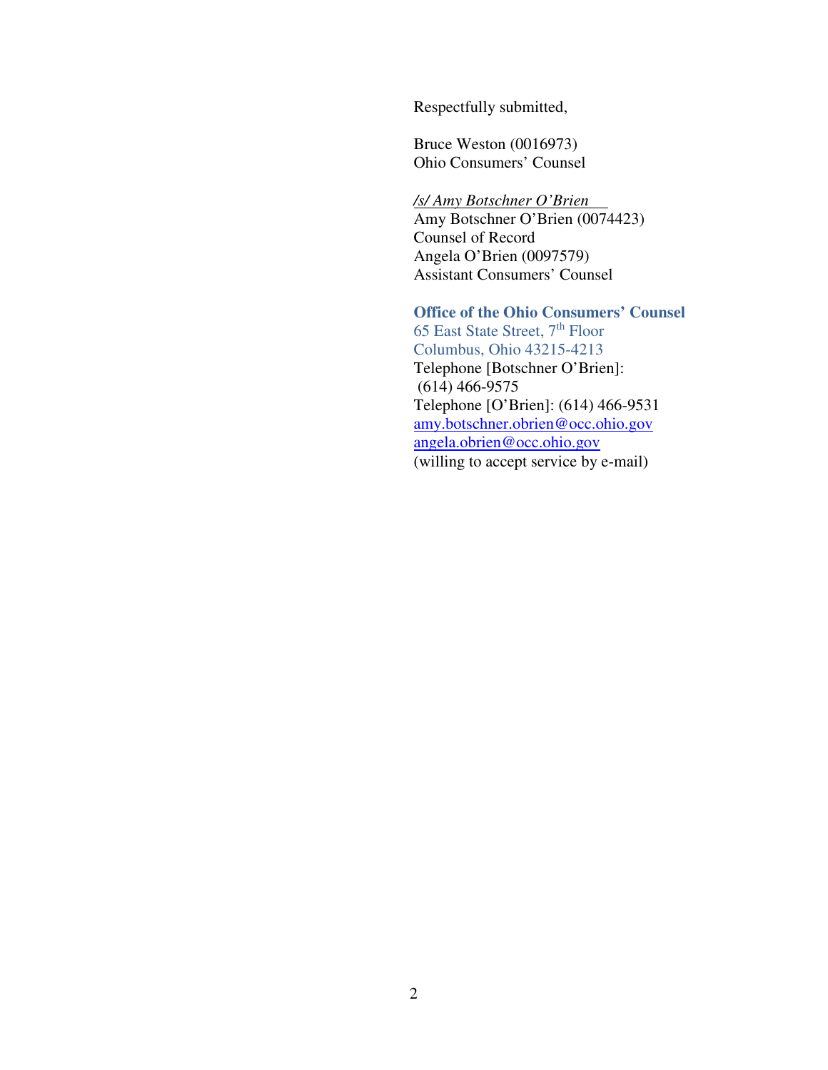Respectfully submitted,

Bruce Weston (0016973)
Ohio Consumers' Counsel

*/s/ Amy Botschner O'Brien*
Amy Botschner O'Brien (0074423)
Counsel of Record
Angela O'Brien (0097579)
Assistant Consumers' Counsel

**Office of the Ohio Consumers' Counsel**
65 East State Street, 7th Floor
Columbus, Ohio 43215-4213
Telephone [Botschner O'Brien]:
(614) 466-9575
Telephone [O'Brien]: (614) 466-9531
amy.botschner.obrien@occ.ohio.gov
angela.obrien@occ.ohio.gov
(willing to accept service by e-mail)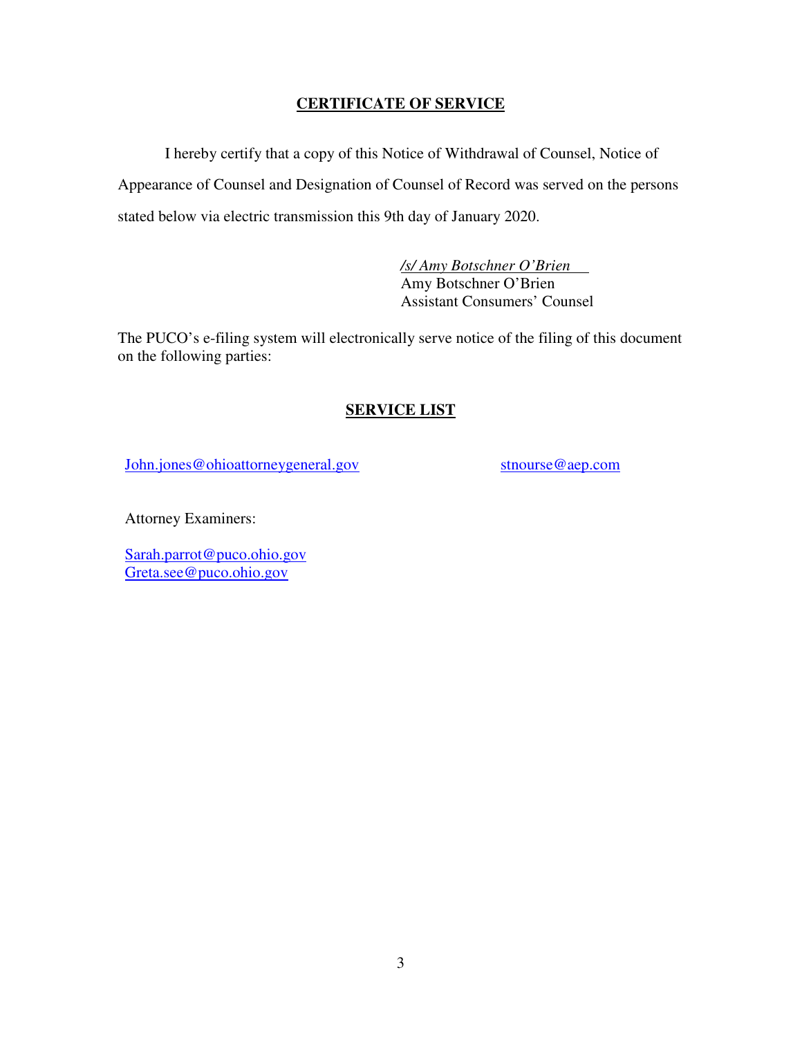## CERTIFICATE OF SERVICE

I hereby certify that a copy of this Notice of Withdrawal of Counsel, Notice of Appearance of Counsel and Designation of Counsel of Record was served on the persons stated below via electric transmission this 9th day of January 2020.

*/s/ Amy Botschner O'Brien*
Amy Botschner O'Brien
Assistant Consumers' Counsel

The PUCO's e-filing system will electronically serve notice of the filing of this document on the following parties:

## SERVICE LIST

John.jones@ohioattorneygeneral.gov

stnourse@aep.com

Attorney Examiners:

Sarah.parrot@puco.ohio.gov
Greta.see@puco.ohio.gov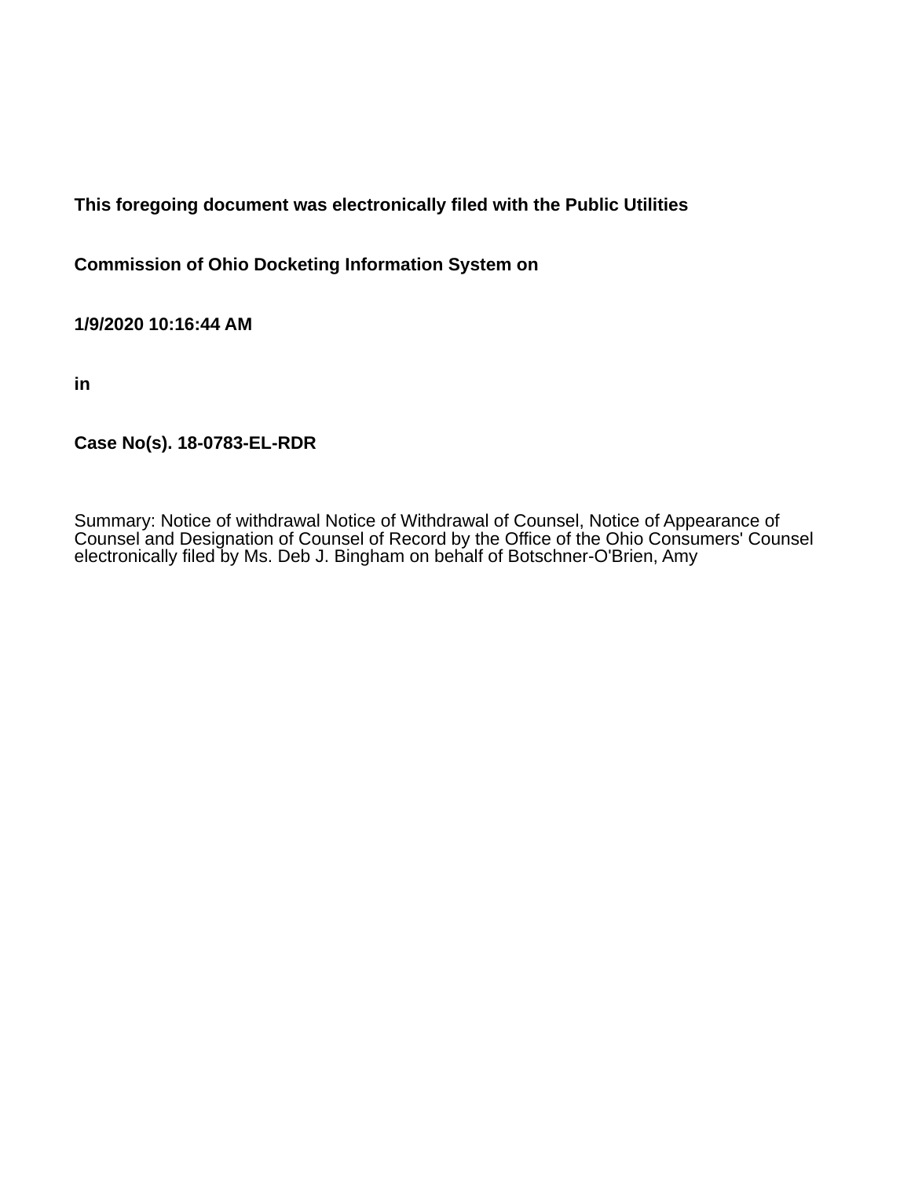**This foregoing document was electronically filed with the Public Utilities**

**Commission of Ohio Docketing Information System on**

**1/9/2020 10:16:44 AM**

**in**

**Case No(s). 18-0783-EL-RDR**

Summary: Notice of withdrawal Notice of Withdrawal of Counsel, Notice of Appearance of Counsel and Designation of Counsel of Record by the Office of the Ohio Consumers' Counsel electronically filed by Ms. Deb J. Bingham on behalf of Botschner-O'Brien, Amy